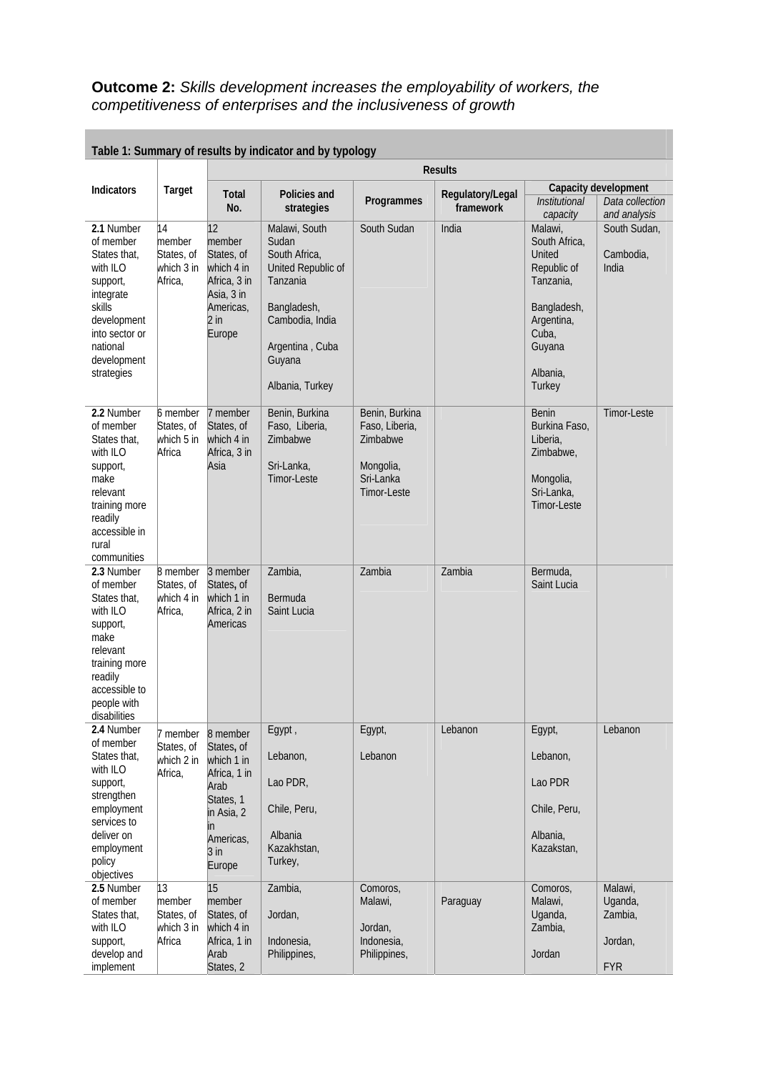**Outcome 2:** *Skills development increases the employability of workers, the competitiveness of enterprises and the inclusiveness of growth*

**Table 1: Summary of results by indicator and by typology**

| Indicators | Target | Results | | | | | |
|---|---|---|---|---|---|---|---|
| | | Total No. | Policies and strategies | Programmes | Regulatory/Legal framework | Capacity development | |
| | | | | | | *Institutional capacity* | *Data collection and analysis* |
| **2.1** Number of member States that, with ILO support, integrate skills development into sector or national development strategies | 14 member States, of which 3 in Africa, | 12 member States, of which 4 in Africa, 3 in Asia, 3 in Americas, 2 in Europe | Malawi, South Sudan<br>South Africa, United Republic of Tanzania<br><br>Bangladesh, Cambodia, India<br><br>Argentina , Cuba<br>Guyana<br><br>Albania, Turkey | South Sudan | India | Malawi, South Africa, United Republic of Tanzania,<br><br>Bangladesh, Argentina, Cuba, Guyana<br><br>Albania, Turkey | South Sudan,<br><br>Cambodia, India |
| **2.2** Number of member States that, with ILO support, make relevant training more readily accessible in rural communities | 6 member States, of which 5 in Africa | 7 member States, of which 4 in Africa, 3 in Asia | Benin, Burkina Faso, Liberia, Zimbabwe<br><br>Sri-Lanka, Timor-Leste | Benin, Burkina Faso, Liberia, Zimbabwe<br><br>Mongolia, Sri-Lanka<br>Timor-Leste | | Benin<br>Burkina Faso, Liberia, Zimbabwe,<br><br>Mongolia, Sri-Lanka, Timor-Leste | Timor-Leste |
| **2.3** Number of member States that, with ILO support, make relevant training more readily accessible to people with disabilities | 8 member States, of which 4 in Africa, | 3 member States, of which 1 in Africa, 2 in Americas | Zambia,<br><br>Bermuda<br>Saint Lucia | Zambia | Zambia | Bermuda, Saint Lucia | |
| **2.4** Number of member States that, with ILO support, strengthen employment services to deliver on employment policy objectives | 7 member States, of which 2 in Africa, | 8 member States, of which 1 in Africa, 1 in Arab States, 1 in Asia, 2 in Americas, 3 in Europe | Egypt ,<br><br>Lebanon,<br><br>Lao PDR,<br><br>Chile, Peru,<br><br>Albania<br>Kazakhstan, Turkey, | Egypt,<br><br>Lebanon | Lebanon | Egypt,<br><br>Lebanon,<br><br>Lao PDR<br><br>Chile, Peru,<br><br>Albania, Kazakstan, | Lebanon |
| **2.5** Number of member States that, with ILO support, develop and implement | 13 member States, of which 3 in Africa | 15 member States, of which 4 in Africa, 1 in Arab States, 2 | Zambia,<br><br>Jordan,<br><br>Indonesia, Philippines, | Comoros, Malawi,<br><br>Jordan, Indonesia, Philippines, | Paraguay | Comoros, Malawi, Uganda, Zambia,<br><br>Jordan | Malawi, Uganda, Zambia,<br><br>Jordan,<br><br>FYR |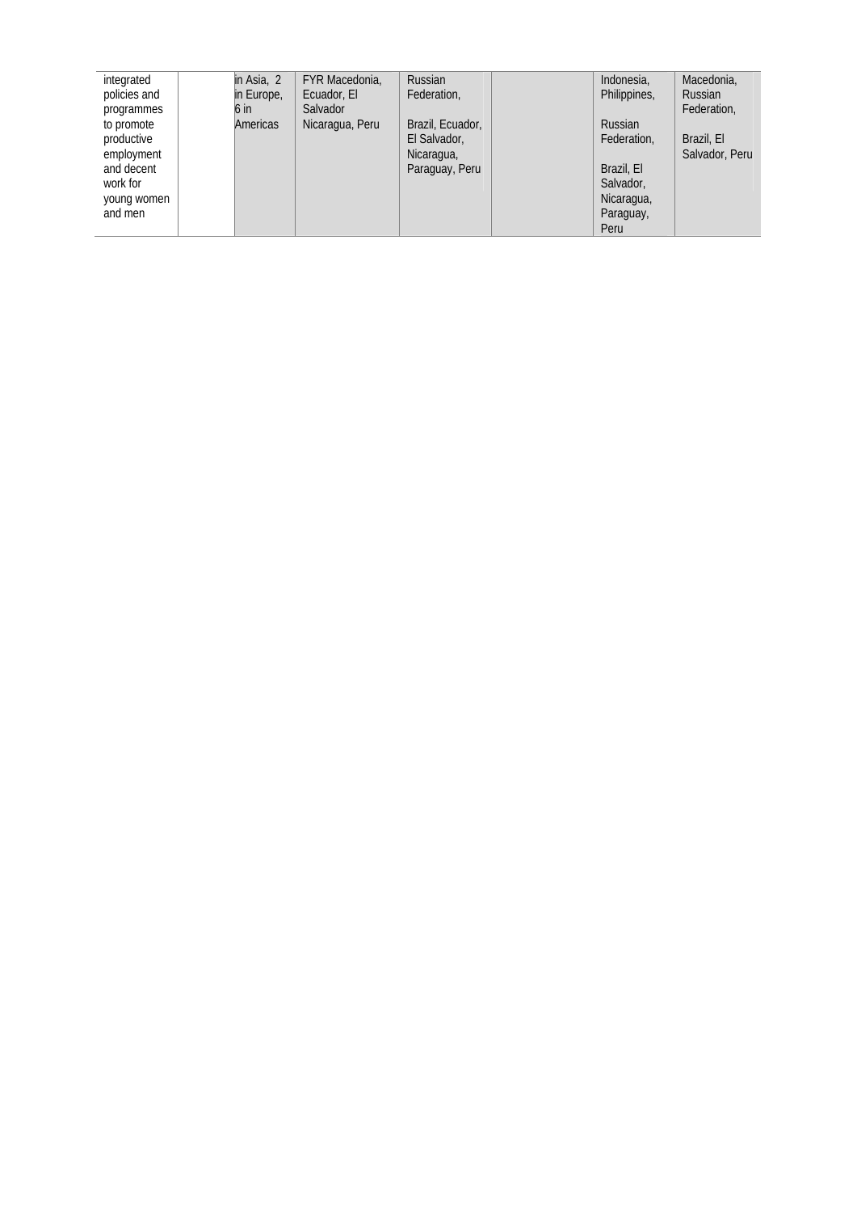| | | | | | | | |
|---|---|---|---|---|---|---|---|
| integrated policies and programmes to promote productive employment and decent work for young women and men | | in Asia, 2 in Europe, 6 in Americas | FYR Macedonia, Ecuador, El Salvador Nicaragua, Peru | Russian Federation, Brazil, Ecuador, El Salvador, Nicaragua, Paraguay, Peru | | Indonesia, Philippines, Russian Federation, Brazil, El Salvador, Nicaragua, Paraguay, Peru | Macedonia, Russian Federation, Brazil, El Salvador, Peru |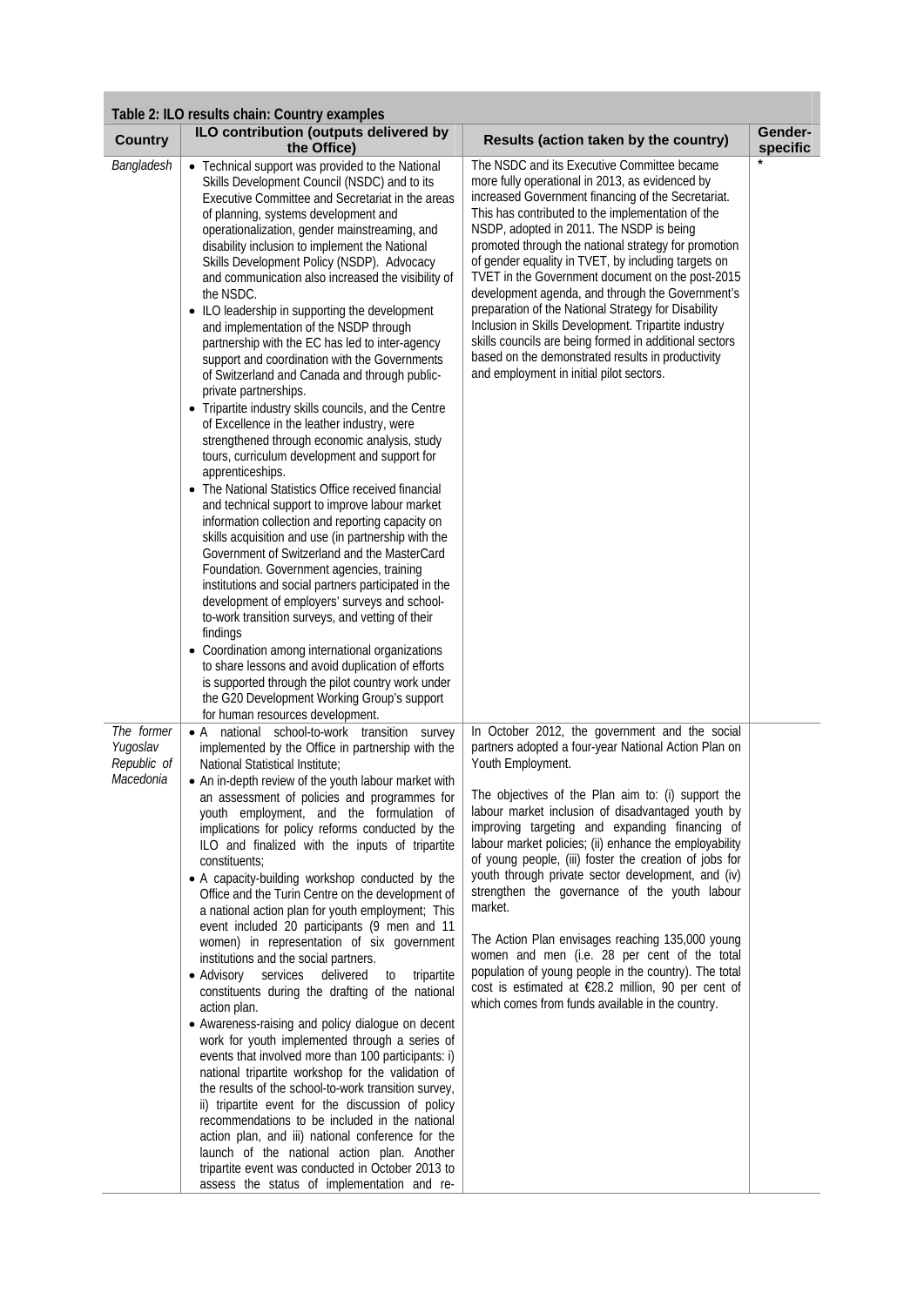**Table 2: ILO results chain: Country examples**

| Country | ILO contribution (outputs delivered by the Office) | Results (action taken by the country) | Gender-specific |
|---|---|---|---|
| *Bangladesh* | • Technical support was provided to the National Skills Development Council (NSDC) and to its Executive Committee and Secretariat in the areas of planning, systems development and operationalization, gender mainstreaming, and disability inclusion to implement the National Skills Development Policy (NSDP). Advocacy and communication also increased the visibility of the NSDC.<br>• ILO leadership in supporting the development and implementation of the NSDP through partnership with the EC has led to inter-agency support and coordination with the Governments of Switzerland and Canada and through public-private partnerships.<br>• Tripartite industry skills councils, and the Centre of Excellence in the leather industry, were strengthened through economic analysis, study tours, curriculum development and support for apprenticeships.<br>• The National Statistics Office received financial and technical support to improve labour market information collection and reporting capacity on skills acquisition and use (in partnership with the Government of Switzerland and the MasterCard Foundation. Government agencies, training institutions and social partners participated in the development of employers' surveys and school-to-work transition surveys, and vetting of their findings<br>• Coordination among international organizations to share lessons and avoid duplication of efforts is supported through the pilot country work under the G20 Development Working Group's support for human resources development. | The NSDC and its Executive Committee became more fully operational in 2013, as evidenced by increased Government financing of the Secretariat. This has contributed to the implementation of the NSDP, adopted in 2011. The NSDP is being promoted through the national strategy for promotion of gender equality in TVET, by including targets on TVET in the Government document on the post-2015 development agenda, and through the Government's preparation of the National Strategy for Disability Inclusion in Skills Development. Tripartite industry skills councils are being formed in additional sectors based on the demonstrated results in productivity and employment in initial pilot sectors. | * |
| *The former Yugoslav Republic of Macedonia* | • A national school-to-work transition survey implemented by the Office in partnership with the National Statistical Institute;<br>• An in-depth review of the youth labour market with an assessment of policies and programmes for youth employment, and the formulation of implications for policy reforms conducted by the ILO and finalized with the inputs of tripartite constituents;<br>• A capacity-building workshop conducted by the Office and the Turin Centre on the development of a national action plan for youth employment; This event included 20 participants (9 men and 11 women) in representation of six government institutions and the social partners.<br>• Advisory services delivered to tripartite constituents during the drafting of the national action plan.<br>• Awareness-raising and policy dialogue on decent work for youth implemented through a series of events that involved more than 100 participants: i) national tripartite workshop for the validation of the results of the school-to-work transition survey, ii) tripartite event for the discussion of policy recommendations to be included in the national action plan, and iii) national conference for the launch of the national action plan. Another tripartite event was conducted in October 2013 to assess the status of implementation and re- | In October 2012, the government and the social partners adopted a four-year National Action Plan on Youth Employment.<br><br>The objectives of the Plan aim to: (i) support the labour market inclusion of disadvantaged youth by improving targeting and expanding financing of labour market policies; (ii) enhance the employability of young people, (iii) foster the creation of jobs for youth through private sector development, and (iv) strengthen the governance of the youth labour market.<br><br>The Action Plan envisages reaching 135,000 young women and men (i.e. 28 per cent of the total population of young people in the country). The total cost is estimated at €28.2 million, 90 per cent of which comes from funds available in the country. | |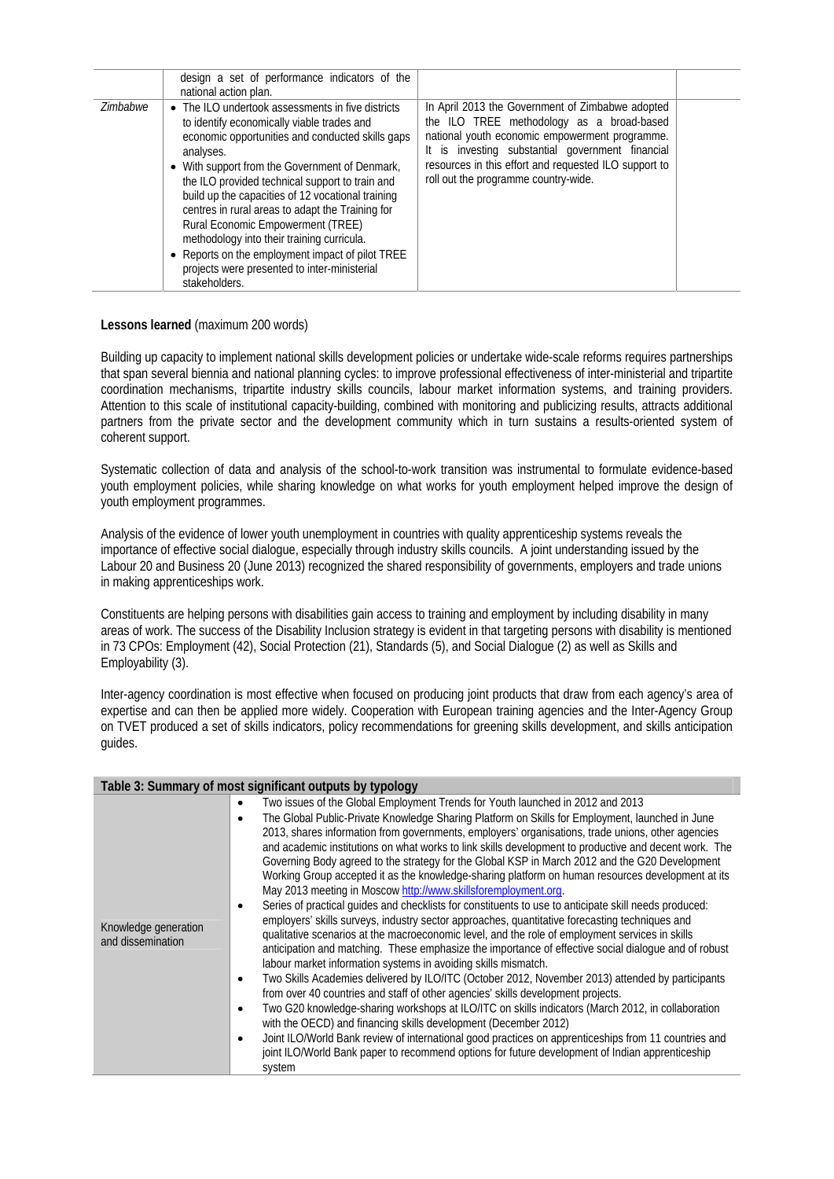| | | | |
|---|---|---|---|
| | design a set of performance indicators of the national action plan. | | |
| *Zimbabwe* | • The ILO undertook assessments in five districts to identify economically viable trades and economic opportunities and conducted skills gaps analyses.<br>• With support from the Government of Denmark, the ILO provided technical support to train and build up the capacities of 12 vocational training centres in rural areas to adapt the Training for Rural Economic Empowerment (TREE) methodology into their training curricula.<br>• Reports on the employment impact of pilot TREE projects were presented to inter-ministerial stakeholders. | In April 2013 the Government of Zimbabwe adopted the ILO TREE methodology as a broad-based national youth economic empowerment programme. It is investing substantial government financial resources in this effort and requested ILO support to roll out the programme country-wide. | |

**Lessons learned** (maximum 200 words)

Building up capacity to implement national skills development policies or undertake wide-scale reforms requires partnerships that span several biennia and national planning cycles: to improve professional effectiveness of inter-ministerial and tripartite coordination mechanisms, tripartite industry skills councils, labour market information systems, and training providers. Attention to this scale of institutional capacity-building, combined with monitoring and publicizing results, attracts additional partners from the private sector and the development community which in turn sustains a results-oriented system of coherent support.

Systematic collection of data and analysis of the school-to-work transition was instrumental to formulate evidence-based youth employment policies, while sharing knowledge on what works for youth employment helped improve the design of youth employment programmes.

Analysis of the evidence of lower youth unemployment in countries with quality apprenticeship systems reveals the importance of effective social dialogue, especially through industry skills councils. A joint understanding issued by the Labour 20 and Business 20 (June 2013) recognized the shared responsibility of governments, employers and trade unions in making apprenticeships work.

Constituents are helping persons with disabilities gain access to training and employment by including disability in many areas of work. The success of the Disability Inclusion strategy is evident in that targeting persons with disability is mentioned in 73 CPOs: Employment (42), Social Protection (21), Standards (5), and Social Dialogue (2) as well as Skills and Employability (3).

Inter-agency coordination is most effective when focused on producing joint products that draw from each agency's area of expertise and can then be applied more widely. Cooperation with European training agencies and the Inter-Agency Group on TVET produced a set of skills indicators, policy recommendations for greening skills development, and skills anticipation guides.

| Table 3: Summary of most significant outputs by typology | |
|---|---|
| Knowledge generation and dissemination | • Two issues of the Global Employment Trends for Youth launched in 2012 and 2013<br>• The Global Public-Private Knowledge Sharing Platform on Skills for Employment, launched in June 2013, shares information from governments, employers' organisations, trade unions, other agencies and academic institutions on what works to link skills development to productive and decent work. The Governing Body agreed to the strategy for the Global KSP in March 2012 and the G20 Development Working Group accepted it as the knowledge-sharing platform on human resources development at its May 2013 meeting in Moscow http://www.skillsforemployment.org.<br>• Series of practical guides and checklists for constituents to use to anticipate skill needs produced: employers' skills surveys, industry sector approaches, quantitative forecasting techniques and qualitative scenarios at the macroeconomic level, and the role of employment services in skills anticipation and matching. These emphasize the importance of effective social dialogue and of robust labour market information systems in avoiding skills mismatch.<br>• Two Skills Academies delivered by ILO/ITC (October 2012, November 2013) attended by participants from over 40 countries and staff of other agencies' skills development projects.<br>• Two G20 knowledge-sharing workshops at ILO/ITC on skills indicators (March 2012, in collaboration with the OECD) and financing skills development (December 2012)<br>• Joint ILO/World Bank review of international good practices on apprenticeships from 11 countries and joint ILO/World Bank paper to recommend options for future development of Indian apprenticeship system |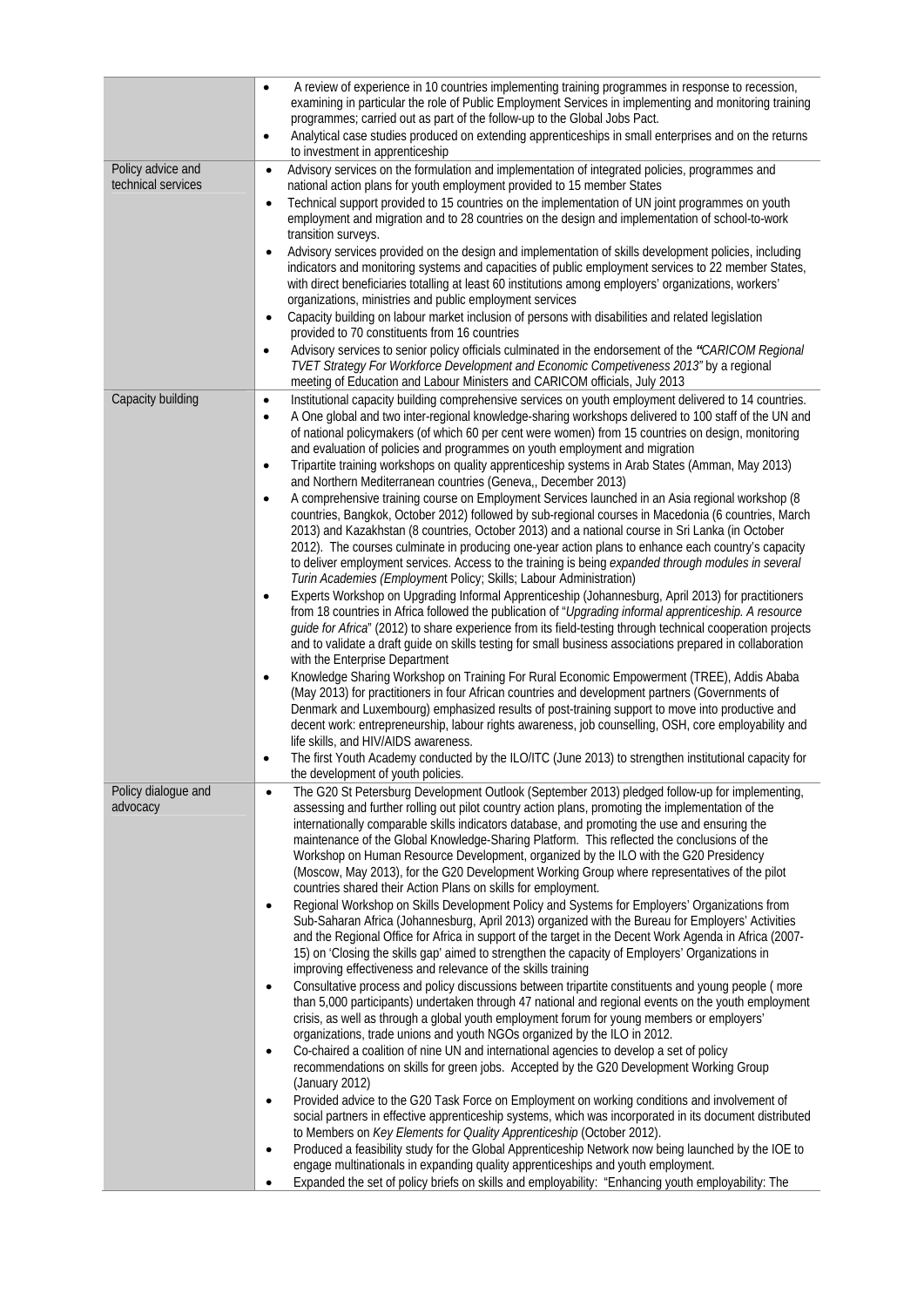| | |
|---|---|
| | • A review of experience in 10 countries implementing training programmes in response to recession, examining in particular the role of Public Employment Services in implementing and monitoring training programmes; carried out as part of the follow-up to the Global Jobs Pact.<br>• Analytical case studies produced on extending apprenticeships in small enterprises and on the returns to investment in apprenticeship |
| Policy advice and technical services | • Advisory services on the formulation and implementation of integrated policies, programmes and national action plans for youth employment provided to 15 member States<br>• Technical support provided to 15 countries on the implementation of UN joint programmes on youth employment and migration and to 28 countries on the design and implementation of school-to-work transition surveys.<br>• Advisory services provided on the design and implementation of skills development policies, including indicators and monitoring systems and capacities of public employment services to 22 member States, with direct beneficiaries totalling at least 60 institutions among employers' organizations, workers' organizations, ministries and public employment services<br>• Capacity building on labour market inclusion of persons with disabilities and related legislation provided to 70 constituents from 16 countries<br>• Advisory services to senior policy officials culminated in the endorsement of the ***"****CARICOM Regional TVET Strategy For Workforce Development and Economic Competiveness 2013"* by a regional meeting of Education and Labour Ministers and CARICOM officials, July 2013 |
| Capacity building | • Institutional capacity building comprehensive services on youth employment delivered to 14 countries.<br>• A One global and two inter-regional knowledge-sharing workshops delivered to 100 staff of the UN and of national policymakers (of which 60 per cent were women) from 15 countries on design, monitoring and evaluation of policies and programmes on youth employment and migration<br>• Tripartite training workshops on quality apprenticeship systems in Arab States (Amman, May 2013) and Northern Mediterranean countries (Geneva,, December 2013)<br>• A comprehensive training course on Employment Services launched in an Asia regional workshop (8 countries, Bangkok, October 2012) followed by sub-regional courses in Macedonia (6 countries, March 2013) and Kazakhstan (8 countries, October 2013) and a national course in Sri Lanka (in October 2012). The courses culminate in producing one-year action plans to enhance each country's capacity to deliver employment services. Access to the training is being *expanded through modules in several Turin Academies (Employment* Policy; Skills; Labour Administration)<br>• Experts Workshop on Upgrading Informal Apprenticeship (Johannesburg, April 2013) for practitioners from 18 countries in Africa followed the publication of "*Upgrading informal apprenticeship. A resource guide for Africa*" (2012) to share experience from its field-testing through technical cooperation projects and to validate a draft guide on skills testing for small business associations prepared in collaboration with the Enterprise Department<br>• Knowledge Sharing Workshop on Training For Rural Economic Empowerment (TREE), Addis Ababa (May 2013) for practitioners in four African countries and development partners (Governments of Denmark and Luxembourg) emphasized results of post-training support to move into productive and decent work: entrepreneurship, labour rights awareness, job counselling, OSH, core employability and life skills, and HIV/AIDS awareness.<br>• The first Youth Academy conducted by the ILO/ITC (June 2013) to strengthen institutional capacity for the development of youth policies. |
| Policy dialogue and advocacy | • The G20 St Petersburg Development Outlook (September 2013) pledged follow-up for implementing, assessing and further rolling out pilot country action plans, promoting the implementation of the internationally comparable skills indicators database, and promoting the use and ensuring the maintenance of the Global Knowledge-Sharing Platform. This reflected the conclusions of the Workshop on Human Resource Development, organized by the ILO with the G20 Presidency (Moscow, May 2013), for the G20 Development Working Group where representatives of the pilot countries shared their Action Plans on skills for employment.<br>• Regional Workshop on Skills Development Policy and Systems for Employers' Organizations from Sub-Saharan Africa (Johannesburg, April 2013) organized with the Bureau for Employers' Activities and the Regional Office for Africa in support of the target in the Decent Work Agenda in Africa (2007-15) on 'Closing the skills gap' aimed to strengthen the capacity of Employers' Organizations in improving effectiveness and relevance of the skills training<br>• Consultative process and policy discussions between tripartite constituents and young people ( more than 5,000 participants) undertaken through 47 national and regional events on the youth employment crisis, as well as through a global youth employment forum for young members or employers' organizations, trade unions and youth NGOs organized by the ILO in 2012.<br>• Co-chaired a coalition of nine UN and international agencies to develop a set of policy recommendations on skills for green jobs. Accepted by the G20 Development Working Group (January 2012)<br>• Provided advice to the G20 Task Force on Employment on working conditions and involvement of social partners in effective apprenticeship systems, which was incorporated in its document distributed to Members on *Key Elements for Quality Apprenticeship* (October 2012).<br>• Produced a feasibility study for the Global Apprenticeship Network now being launched by the IOE to engage multinationals in expanding quality apprenticeships and youth employment.<br>• Expanded the set of policy briefs on skills and employability: "Enhancing youth employability: The |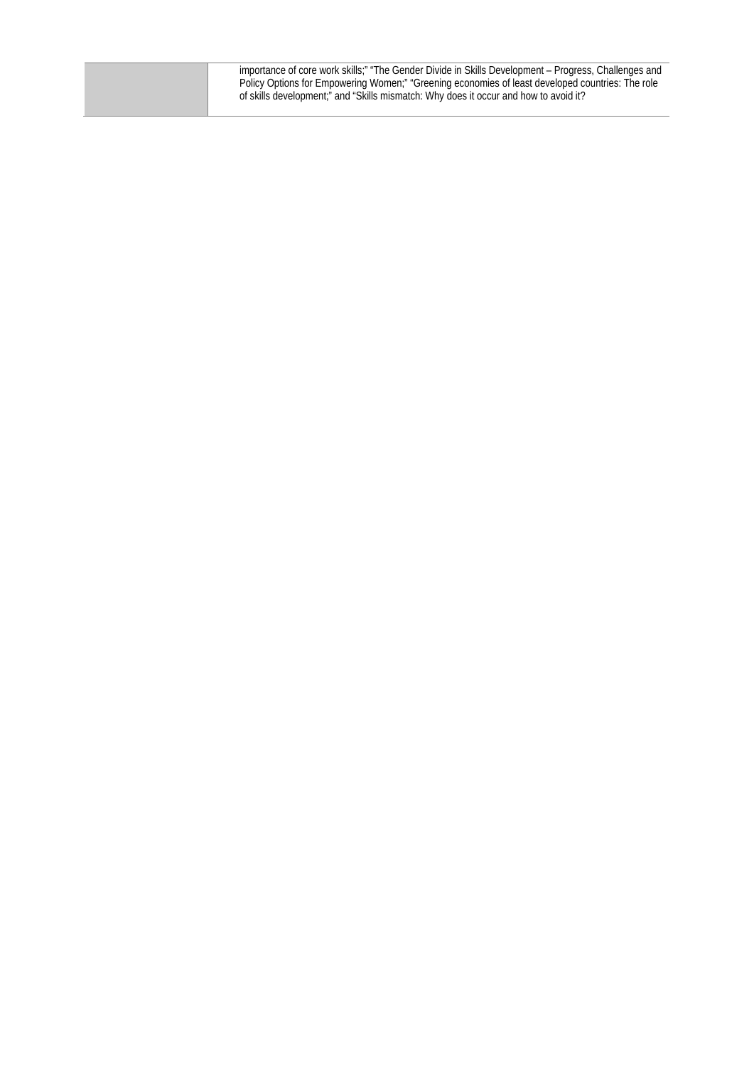| | |
|---|---|
| | importance of core work skills;" "The Gender Divide in Skills Development – Progress, Challenges and Policy Options for Empowering Women;" "Greening economies of least developed countries: The role of skills development;" and "Skills mismatch: Why does it occur and how to avoid it? |